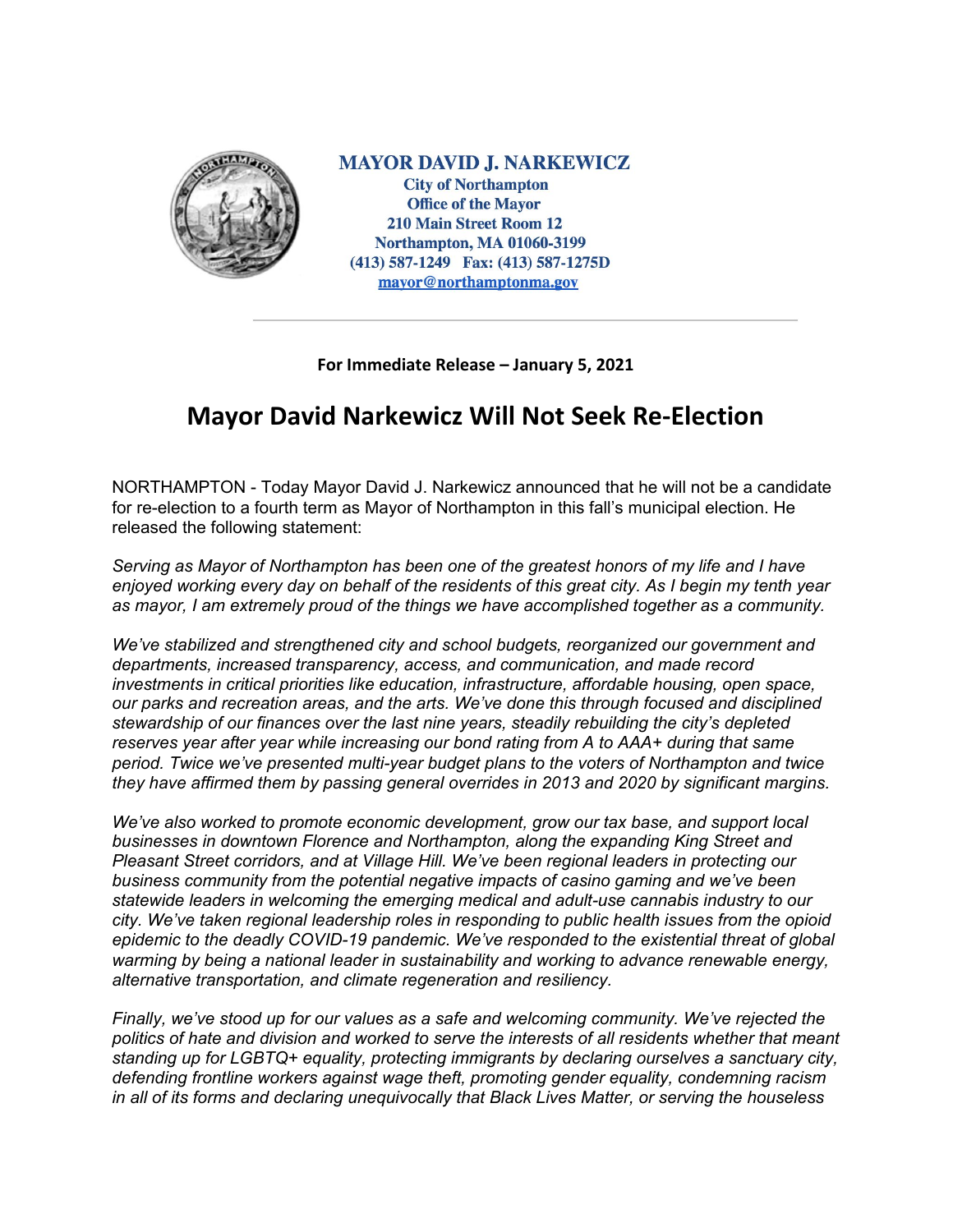**MAYOR DAVID J. NARKEWICZ**
**City of Northampton**
**Office of the Mayor**
**210 Main Street Room 12**
**Northampton, MA 01060-3199**
**(413) 587-1249 Fax: (413) 587-1275D**
**mayor@northamptonma.gov**

---

**For Immediate Release – January 5, 2021**

# Mayor David Narkewicz Will Not Seek Re-Election

NORTHAMPTON - Today Mayor David J. Narkewicz announced that he will not be a candidate for re-election to a fourth term as Mayor of Northampton in this fall's municipal election. He released the following statement:

*Serving as Mayor of Northampton has been one of the greatest honors of my life and I have enjoyed working every day on behalf of the residents of this great city. As I begin my tenth year as mayor, I am extremely proud of the things we have accomplished together as a community.*

*We've stabilized and strengthened city and school budgets, reorganized our government and departments, increased transparency, access, and communication, and made record investments in critical priorities like education, infrastructure, affordable housing, open space, our parks and recreation areas, and the arts. We've done this through focused and disciplined stewardship of our finances over the last nine years, steadily rebuilding the city's depleted reserves year after year while increasing our bond rating from A to AAA+ during that same period. Twice we've presented multi-year budget plans to the voters of Northampton and twice they have affirmed them by passing general overrides in 2013 and 2020 by significant margins.*

*We've also worked to promote economic development, grow our tax base, and support local businesses in downtown Florence and Northampton, along the expanding King Street and Pleasant Street corridors, and at Village Hill. We've been regional leaders in protecting our business community from the potential negative impacts of casino gaming and we've been statewide leaders in welcoming the emerging medical and adult-use cannabis industry to our city. We've taken regional leadership roles in responding to public health issues from the opioid epidemic to the deadly COVID-19 pandemic. We've responded to the existential threat of global warming by being a national leader in sustainability and working to advance renewable energy, alternative transportation, and climate regeneration and resiliency.*

*Finally, we've stood up for our values as a safe and welcoming community. We've rejected the politics of hate and division and worked to serve the interests of all residents whether that meant standing up for LGBTQ+ equality, protecting immigrants by declaring ourselves a sanctuary city, defending frontline workers against wage theft, promoting gender equality, condemning racism in all of its forms and declaring unequivocally that Black Lives Matter, or serving the houseless*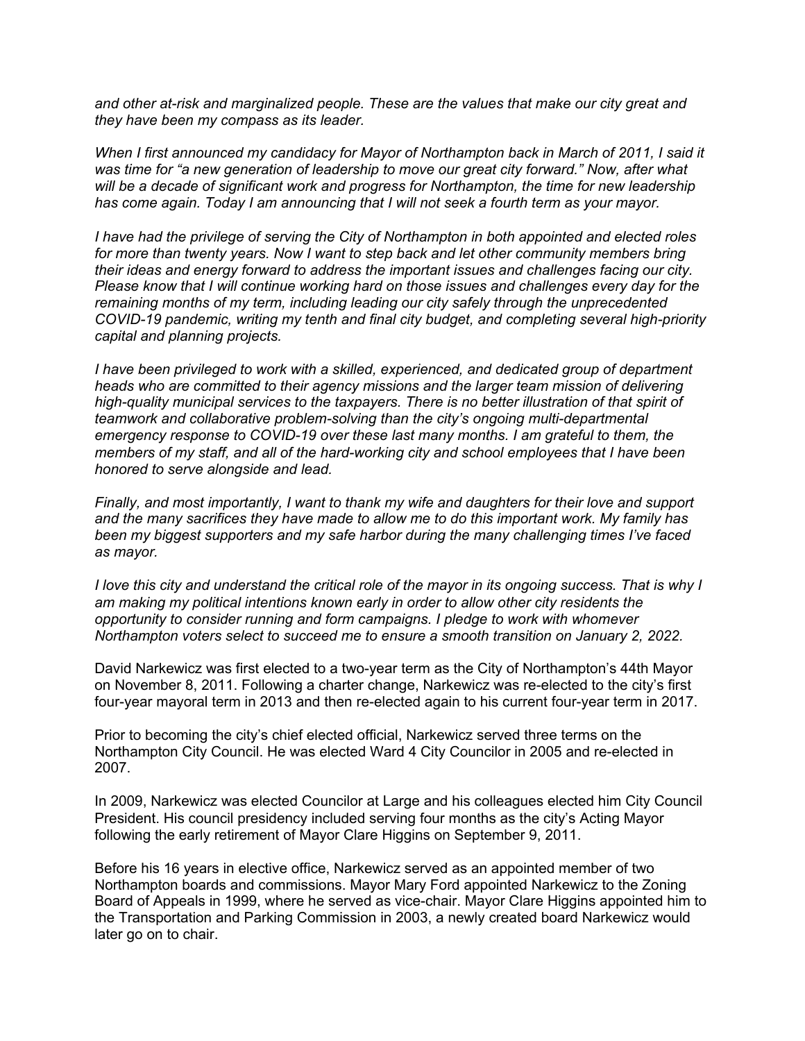*and other at-risk and marginalized people. These are the values that make our city great and they have been my compass as its leader.*

*When I first announced my candidacy for Mayor of Northampton back in March of 2011, I said it was time for "a new generation of leadership to move our great city forward." Now, after what will be a decade of significant work and progress for Northampton, the time for new leadership has come again. Today I am announcing that I will not seek a fourth term as your mayor.*

*I have had the privilege of serving the City of Northampton in both appointed and elected roles for more than twenty years. Now I want to step back and let other community members bring their ideas and energy forward to address the important issues and challenges facing our city. Please know that I will continue working hard on those issues and challenges every day for the remaining months of my term, including leading our city safely through the unprecedented COVID-19 pandemic, writing my tenth and final city budget, and completing several high-priority capital and planning projects.*

*I have been privileged to work with a skilled, experienced, and dedicated group of department heads who are committed to their agency missions and the larger team mission of delivering high-quality municipal services to the taxpayers. There is no better illustration of that spirit of teamwork and collaborative problem-solving than the city's ongoing multi-departmental emergency response to COVID-19 over these last many months. I am grateful to them, the members of my staff, and all of the hard-working city and school employees that I have been honored to serve alongside and lead.*

*Finally, and most importantly, I want to thank my wife and daughters for their love and support and the many sacrifices they have made to allow me to do this important work. My family has been my biggest supporters and my safe harbor during the many challenging times I've faced as mayor.*

*I love this city and understand the critical role of the mayor in its ongoing success. That is why I am making my political intentions known early in order to allow other city residents the opportunity to consider running and form campaigns. I pledge to work with whomever Northampton voters select to succeed me to ensure a smooth transition on January 2, 2022.*

David Narkewicz was first elected to a two-year term as the City of Northampton's 44th Mayor on November 8, 2011. Following a charter change, Narkewicz was re-elected to the city's first four-year mayoral term in 2013 and then re-elected again to his current four-year term in 2017.

Prior to becoming the city's chief elected official, Narkewicz served three terms on the Northampton City Council. He was elected Ward 4 City Councilor in 2005 and re-elected in 2007.

In 2009, Narkewicz was elected Councilor at Large and his colleagues elected him City Council President. His council presidency included serving four months as the city's Acting Mayor following the early retirement of Mayor Clare Higgins on September 9, 2011.

Before his 16 years in elective office, Narkewicz served as an appointed member of two Northampton boards and commissions. Mayor Mary Ford appointed Narkewicz to the Zoning Board of Appeals in 1999, where he served as vice-chair. Mayor Clare Higgins appointed him to the Transportation and Parking Commission in 2003, a newly created board Narkewicz would later go on to chair.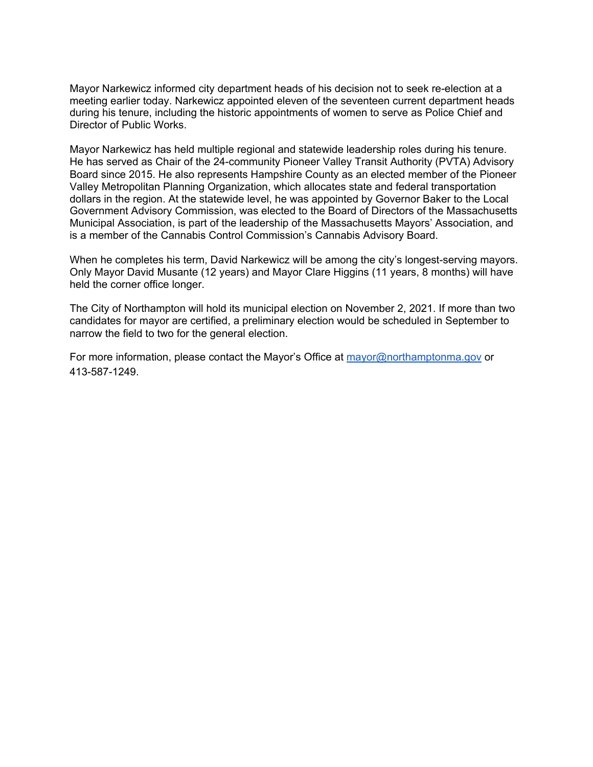Mayor Narkewicz informed city department heads of his decision not to seek re-election at a meeting earlier today. Narkewicz appointed eleven of the seventeen current department heads during his tenure, including the historic appointments of women to serve as Police Chief and Director of Public Works.

Mayor Narkewicz has held multiple regional and statewide leadership roles during his tenure. He has served as Chair of the 24-community Pioneer Valley Transit Authority (PVTA) Advisory Board since 2015. He also represents Hampshire County as an elected member of the Pioneer Valley Metropolitan Planning Organization, which allocates state and federal transportation dollars in the region. At the statewide level, he was appointed by Governor Baker to the Local Government Advisory Commission, was elected to the Board of Directors of the Massachusetts Municipal Association, is part of the leadership of the Massachusetts Mayors' Association, and is a member of the Cannabis Control Commission's Cannabis Advisory Board.

When he completes his term, David Narkewicz will be among the city's longest-serving mayors. Only Mayor David Musante (12 years) and Mayor Clare Higgins (11 years, 8 months) will have held the corner office longer.

The City of Northampton will hold its municipal election on November 2, 2021. If more than two candidates for mayor are certified, a preliminary election would be scheduled in September to narrow the field to two for the general election.

For more information, please contact the Mayor's Office at [mayor@northamptonma.gov](mailto:mayor@northamptonma.gov) or 413-587-1249.